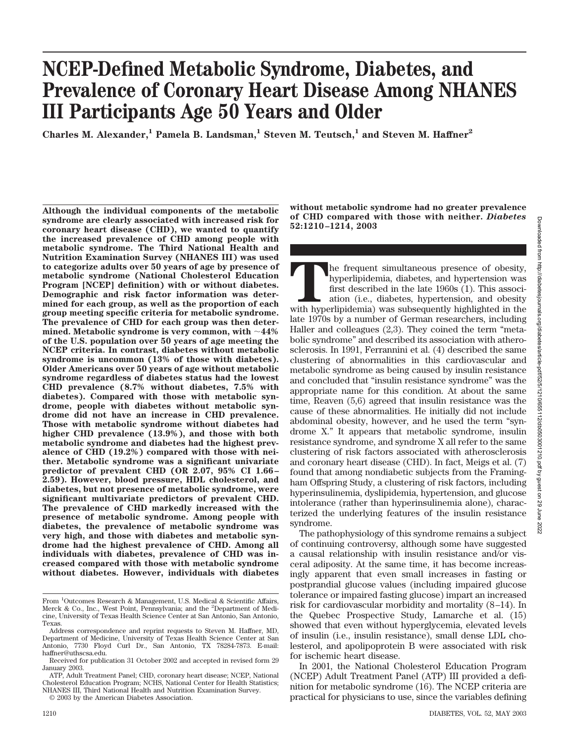# NCEP-Defined Metabolic Syndrome, Diabetes, and Prevalence of Coronary Heart Disease Among NHANES III Participants Age 50 Years and Older

**Charles M. Alexander,[1] Pamela B. Landsman,[1] Steven M. Teutsch,[1] and Steven M. Haffner[2]**

**Although the individual components of the metabolic syndrome are clearly associated with increased risk for coronary heart disease (CHD), we wanted to quantify the increased prevalence of CHD among people with metabolic syndrome. The Third National Health and Nutrition Examination Survey (NHANES III) was used to categorize adults over 50 years of age by presence of metabolic syndrome (National Cholesterol Education Program [NCEP] definition) with or without diabetes. Demographic and risk factor information was determined for each group, as well as the proportion of each group meeting specific criteria for metabolic syndrome. The prevalence of CHD for each group was then determined. Metabolic syndrome is very common, with ~44% of the U.S. population over 50 years of age meeting the NCEP criteria. In contrast, diabetes without metabolic syndrome is uncommon (13% of those with diabetes). Older Americans over 50 years of age without metabolic syndrome regardless of diabetes status had the lowest CHD prevalence (8.7% without diabetes, 7.5% with diabetes). Compared with those with metabolic syndrome, people with diabetes without metabolic syndrome did not have an increase in CHD prevalence. Those with metabolic syndrome without diabetes had higher CHD prevalence (13.9%), and those with both metabolic syndrome and diabetes had the highest prevalence of CHD (19.2%) compared with those with neither. Metabolic syndrome was a significant univariate predictor of prevalent CHD (OR 2.07, 95% CI 1.66–2.59). However, blood pressure, HDL cholesterol, and diabetes, but not presence of metabolic syndrome, were significant multivariate predictors of prevalent CHD. The prevalence of CHD markedly increased with the presence of metabolic syndrome. Among people with diabetes, the prevalence of metabolic syndrome was very high, and those with diabetes and metabolic syndrome had the highest prevalence of CHD. Among all individuals with diabetes, prevalence of CHD was increased compared with those with metabolic syndrome without diabetes. However, individuals with diabetes without metabolic syndrome had no greater prevalence of CHD compared with those with neither.** ***Diabetes*** **52:1210–1214, 2003**

The frequent simultaneous presence of obesity, hyperlipidemia, diabetes, and hypertension was first described in the late 1960s (1). This association (i.e., diabetes, hypertension, and obesity with hyperlipidemia) was subsequently highlighted in the late 1970s by a number of German researchers, including Haller and colleagues (2,3). They coined the term "metabolic syndrome" and described its association with atherosclerosis. In 1991, Ferrannini et al. (4) described the same clustering of abnormalities in this cardiovascular and metabolic syndrome as being caused by insulin resistance and concluded that "insulin resistance syndrome" was the appropriate name for this condition. At about the same time, Reaven (5,6) agreed that insulin resistance was the cause of these abnormalities. He initially did not include abdominal obesity, however, and he used the term "syndrome X." It appears that metabolic syndrome, insulin resistance syndrome, and syndrome X all refer to the same clustering of risk factors associated with atherosclerosis and coronary heart disease (CHD). In fact, Meigs et al. (7) found that among nondiabetic subjects from the Framingham Offspring Study, a clustering of risk factors, including hyperinsulinemia, dyslipidemia, hypertension, and glucose intolerance (rather than hyperinsulinemia alone), characterized the underlying features of the insulin resistance syndrome.

The pathophysiology of this syndrome remains a subject of continuing controversy, although some have suggested a causal relationship with insulin resistance and/or visceral adiposity. At the same time, it has become increasingly apparent that even small increases in fasting or postprandial glucose values (including impaired glucose tolerance or impaired fasting glucose) impart an increased risk for cardiovascular morbidity and mortality (8–14). In the Quebec Prospective Study, Lamarche et al. (15) showed that even without hyperglycemia, elevated levels of insulin (i.e., insulin resistance), small dense LDL cholesterol, and apolipoprotein B were associated with risk for ischemic heart disease.

In 2001, the National Cholesterol Education Program (NCEP) Adult Treatment Panel (ATP) III provided a definition for metabolic syndrome (16). The NCEP criteria are practical for physicians to use, since the variables defining

From [1]Outcomes Research & Management, U.S. Medical & Scientific Affairs, Merck & Co., Inc., West Point, Pennsylvania; and the [2]Department of Medicine, University of Texas Health Science Center at San Antonio, San Antonio, Texas.

Address correspondence and reprint requests to Steven M. Haffner, MD, Department of Medicine, University of Texas Health Science Center at San Antonio, 7730 Floyd Curl Dr., San Antonio, TX 78284-7873. E-mail: haffner@uthscsa.edu.

Received for publication 31 October 2002 and accepted in revised form 29 January 2003.

ATP, Adult Treatment Panel; CHD, coronary heart disease; NCEP, National Cholesterol Education Program; NCHS, National Center for Health Statistics; NHANES III, Third National Health and Nutrition Examination Survey.

© 2003 by the American Diabetes Association.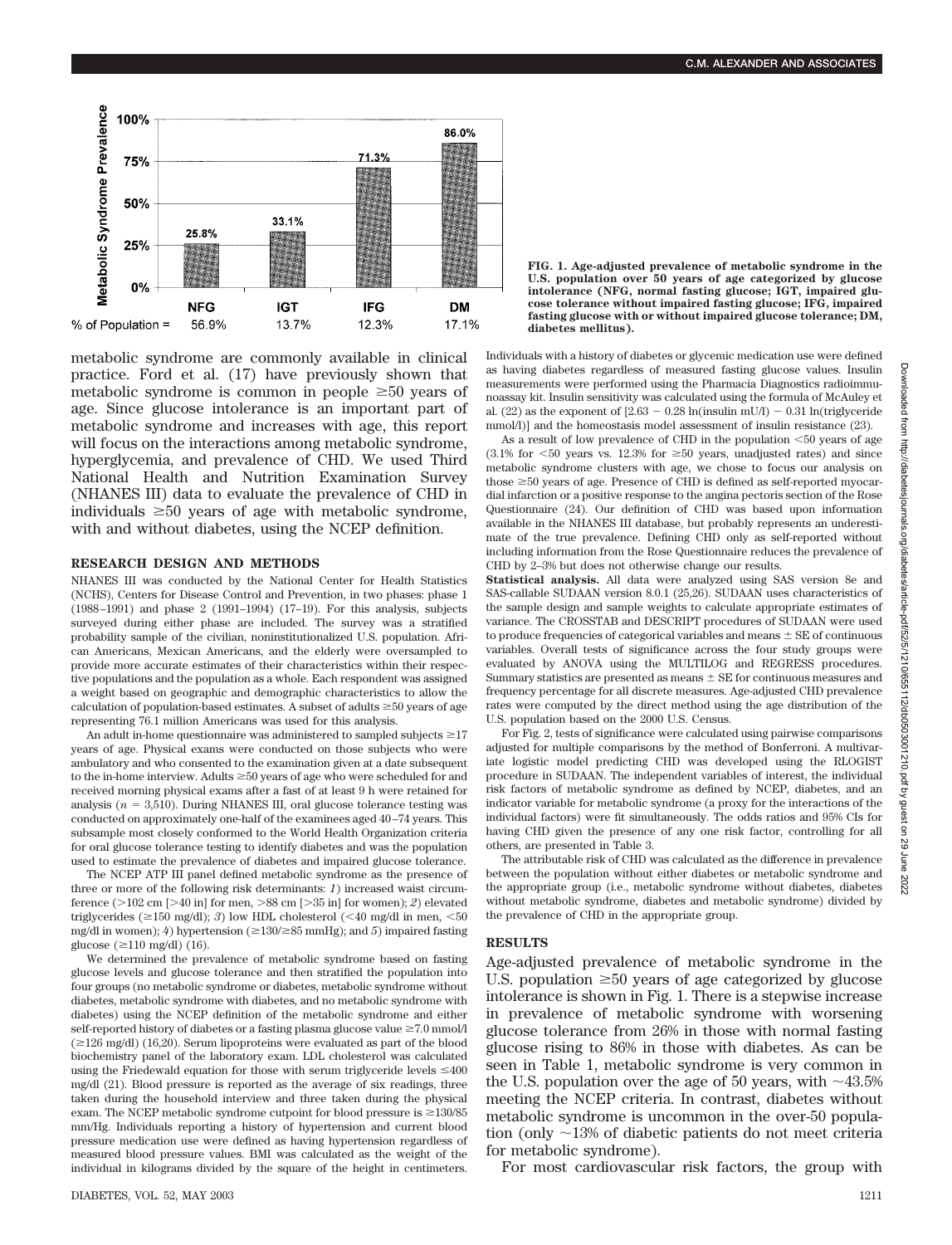Metabolic Syndrome Prevalence

100%

75%

50%

25%

0%

25.8%

33.1%

71.3%

86.0%

NFG

IGT

IFG

DM

% of Population = 56.9% 13.7% 12.3% 17.1%

**FIG. 1. Age-adjusted prevalence of metabolic syndrome in the U.S. population over 50 years of age categorized by glucose intolerance (NFG, normal fasting glucose; IGT, impaired glucose tolerance without impaired fasting glucose; IFG, impaired fasting glucose with or without impaired glucose tolerance; DM, diabetes mellitus).**

metabolic syndrome are commonly available in clinical practice. Ford et al. (17) have previously shown that metabolic syndrome is common in people ≥50 years of age. Since glucose intolerance is an important part of metabolic syndrome and increases with age, this report will focus on the interactions among metabolic syndrome, hyperglycemia, and prevalence of CHD. We used Third National Health and Nutrition Examination Survey (NHANES III) data to evaluate the prevalence of CHD in individuals ≥50 years of age with metabolic syndrome, with and without diabetes, using the NCEP definition.

## RESEARCH DESIGN AND METHODS

NHANES III was conducted by the National Center for Health Statistics (NCHS), Centers for Disease Control and Prevention, in two phases: phase 1 (1988–1991) and phase 2 (1991–1994) (17–19). For this analysis, subjects surveyed during either phase are included. The survey was a stratified probability sample of the civilian, noninstitutionalized U.S. population. African Americans, Mexican Americans, and the elderly were oversampled to provide more accurate estimates of their characteristics within their respective populations and the population as a whole. Each respondent was assigned a weight based on geographic and demographic characteristics to allow the calculation of population-based estimates. A subset of adults ≥50 years of age representing 76.1 million Americans was used for this analysis.

An adult in-home questionnaire was administered to sampled subjects ≥17 years of age. Physical exams were conducted on those subjects who were ambulatory and who consented to the examination given at a date subsequent to the in-home interview. Adults ≥50 years of age who were scheduled for and received morning physical exams after a fast of at least 9 h were retained for analysis ($n$ = 3,510). During NHANES III, oral glucose tolerance testing was conducted on approximately one-half of the examinees aged 40–74 years. This subsample most closely conformed to the World Health Organization criteria for oral glucose tolerance testing to identify diabetes and was the population used to estimate the prevalence of diabetes and impaired glucose tolerance.

The NCEP ATP III panel defined metabolic syndrome as the presence of three or more of the following risk determinants: *1*) increased waist circumference (>102 cm [>40 in] for men, >88 cm [>35 in] for women); *2*) elevated triglycerides (≥150 mg/dl); *3*) low HDL cholesterol (<40 mg/dl in men, <50 mg/dl in women); *4*) hypertension (≥130/≥85 mmHg); and *5*) impaired fasting glucose (≥110 mg/dl) (16).

We determined the prevalence of metabolic syndrome based on fasting glucose levels and glucose tolerance and then stratified the population into four groups (no metabolic syndrome or diabetes, metabolic syndrome without diabetes, metabolic syndrome with diabetes, and no metabolic syndrome with diabetes) using the NCEP definition of the metabolic syndrome and either self-reported history of diabetes or a fasting plasma glucose value ≥7.0 mmol/l (≥126 mg/dl) (16,20). Serum lipoproteins were evaluated as part of the blood biochemistry panel of the laboratory exam. LDL cholesterol was calculated using the Friedewald equation for those with serum triglyceride levels ≤400 mg/dl (21). Blood pressure is reported as the average of six readings, three taken during the household interview and three taken during the physical exam. The NCEP metabolic syndrome cutpoint for blood pressure is ≥130/85 mm/Hg. Individuals reporting a history of hypertension and current blood pressure medication use were defined as having hypertension regardless of measured blood pressure values. BMI was calculated as the weight of the individual in kilograms divided by the square of the height in centimeters. Individuals with a history of diabetes or glycemic medication use were defined as having diabetes regardless of measured fasting glucose values. Insulin measurements were performed using the Pharmacia Diagnostics radioimmunoassay kit. Insulin sensitivity was calculated using the formula of McAuley et al. (22) as the exponent of [2.63 − 0.28 ln(insulin mU/l) − 0.31 ln(triglyceride mmol/l)] and the homeostasis model assessment of insulin resistance (23).

As a result of low prevalence of CHD in the population <50 years of age (3.1% for <50 years vs. 12.3% for ≥50 years, unadjusted rates) and since metabolic syndrome clusters with age, we chose to focus our analysis on those ≥50 years of age. Presence of CHD is defined as self-reported myocardial infarction or a positive response to the angina pectoris section of the Rose Questionnaire (24). Our definition of CHD was based upon information available in the NHANES III database, but probably represents an underestimate of the true prevalence. Defining CHD only as self-reported without including information from the Rose Questionnaire reduces the prevalence of CHD by 2–3% but does not otherwise change our results.

**Statistical analysis.** All data were analyzed using SAS version 8e and SAS-callable SUDAAN version 8.0.1 (25,26). SUDAAN uses characteristics of the sample design and sample weights to calculate appropriate estimates of variance. The CROSSTAB and DESCRIPT procedures of SUDAAN were used to produce frequencies of categorical variables and means ± SE of continuous variables. Overall tests of significance across the four study groups were evaluated by ANOVA using the MULTILOG and REGRESS procedures. Summary statistics are presented as means ± SE for continuous measures and frequency percentage for all discrete measures. Age-adjusted CHD prevalence rates were computed by the direct method using the age distribution of the U.S. population based on the 2000 U.S. Census.

For Fig. 2, tests of significance were calculated using pairwise comparisons adjusted for multiple comparisons by the method of Bonferroni. A multivariate logistic model predicting CHD was developed using the RLOGIST procedure in SUDAAN. The independent variables of interest, the individual risk factors of metabolic syndrome as defined by NCEP, diabetes, and an indicator variable for metabolic syndrome (a proxy for the interactions of the individual factors) were fit simultaneously. The odds ratios and 95% CIs for having CHD given the presence of any one risk factor, controlling for all others, are presented in Table 3.

The attributable risk of CHD was calculated as the difference in prevalence between the population without either diabetes or metabolic syndrome and the appropriate group (i.e., metabolic syndrome without diabetes, diabetes without metabolic syndrome, diabetes and metabolic syndrome) divided by the prevalence of CHD in the appropriate group.

## RESULTS

Age-adjusted prevalence of metabolic syndrome in the U.S. population ≥50 years of age categorized by glucose intolerance is shown in Fig. 1. There is a stepwise increase in prevalence of metabolic syndrome with worsening glucose tolerance from 26% in those with normal fasting glucose rising to 86% in those with diabetes. As can be seen in Table 1, metabolic syndrome is very common in the U.S. population over the age of 50 years, with ~43.5% meeting the NCEP criteria. In contrast, diabetes without metabolic syndrome is uncommon in the over-50 population (only ~13% of diabetic patients do not meet criteria for metabolic syndrome).

For most cardiovascular risk factors, the group with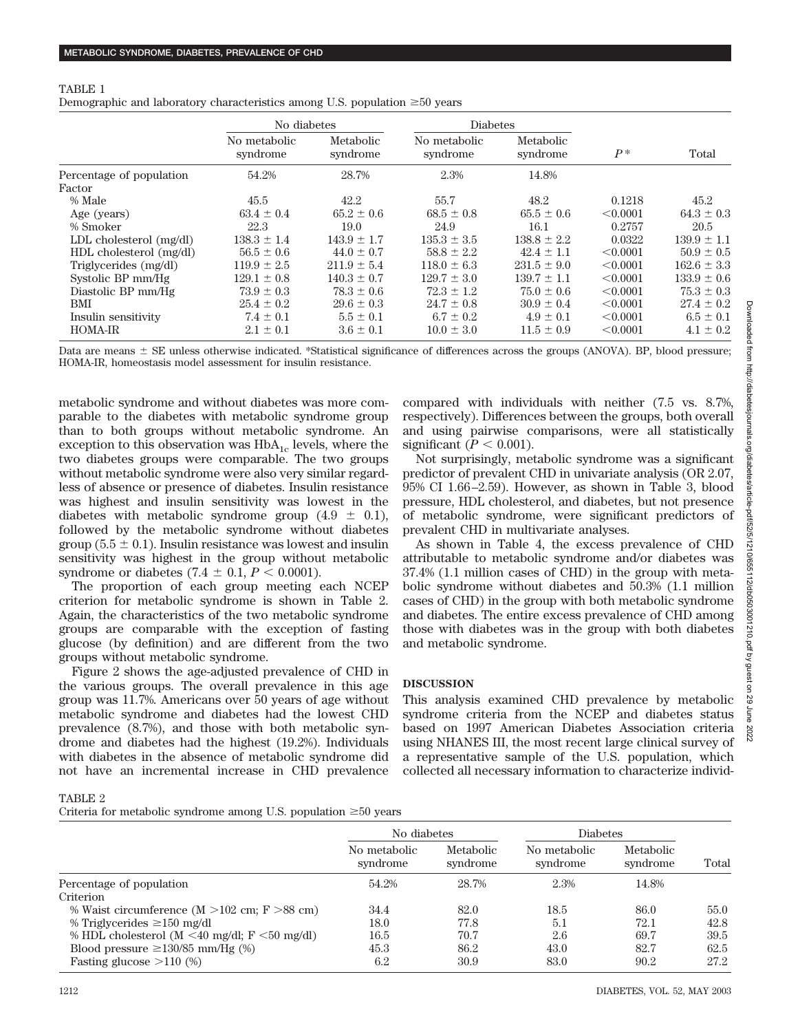TABLE 1

Demographic and laboratory characteristics among U.S. population ≥50 years

| | No diabetes | | Diabetes | | | |
|---|---|---|---|---|---|---|
| | No metabolic syndrome | Metabolic syndrome | No metabolic syndrome | Metabolic syndrome | $P$* | Total |
| Percentage of population | 54.2% | 28.7% | 2.3% | 14.8% | | |
| Factor | | | | | | |
| % Male | 45.5 | 42.2 | 55.7 | 48.2 | 0.1218 | 45.2 |
| Age (years) | 63.4 ± 0.4 | 65.2 ± 0.6 | 68.5 ± 0.8 | 65.5 ± 0.6 | <0.0001 | 64.3 ± 0.3 |
| % Smoker | 22.3 | 19.0 | 24.9 | 16.1 | 0.2757 | 20.5 |
| LDL cholesterol (mg/dl) | 138.3 ± 1.4 | 143.9 ± 1.7 | 135.3 ± 3.5 | 138.8 ± 2.2 | 0.0322 | 139.9 ± 1.1 |
| HDL cholesterol (mg/dl) | 56.5 ± 0.6 | 44.0 ± 0.7 | 58.8 ± 2.2 | 42.4 ± 1.1 | <0.0001 | 50.9 ± 0.5 |
| Triglycerides (mg/dl) | 119.9 ± 2.5 | 211.9 ± 5.4 | 118.0 ± 6.3 | 231.5 ± 9.0 | <0.0001 | 162.6 ± 3.3 |
| Systolic BP mm/Hg | 129.1 ± 0.8 | 140.3 ± 0.7 | 129.7 ± 3.0 | 139.7 ± 1.1 | <0.0001 | 133.9 ± 0.6 |
| Diastolic BP mm/Hg | 73.9 ± 0.3 | 78.3 ± 0.6 | 72.3 ± 1.2 | 75.0 ± 0.6 | <0.0001 | 75.3 ± 0.3 |
| BMI | 25.4 ± 0.2 | 29.6 ± 0.3 | 24.7 ± 0.8 | 30.9 ± 0.4 | <0.0001 | 27.4 ± 0.2 |
| Insulin sensitivity | 7.4 ± 0.1 | 5.5 ± 0.1 | 6.7 ± 0.2 | 4.9 ± 0.1 | <0.0001 | 6.5 ± 0.1 |
| HOMA-IR | 2.1 ± 0.1 | 3.6 ± 0.1 | 10.0 ± 3.0 | 11.5 ± 0.9 | <0.0001 | 4.1 ± 0.2 |

Data are means ± SE unless otherwise indicated. *Statistical significance of differences across the groups (ANOVA). BP, blood pressure; HOMA-IR, homeostasis model assessment for insulin resistance.

metabolic syndrome and without diabetes was more comparable to the diabetes with metabolic syndrome group than to both groups without metabolic syndrome. An exception to this observation was $HbA_{1c}$ levels, where the two diabetes groups were comparable. The two groups without metabolic syndrome were also very similar regardless of absence or presence of diabetes. Insulin resistance was highest and insulin sensitivity was lowest in the diabetes with metabolic syndrome group (4.9 ± 0.1), followed by the metabolic syndrome without diabetes group (5.5 ± 0.1). Insulin resistance was lowest and insulin sensitivity was highest in the group without metabolic syndrome or diabetes (7.4 ± 0.1, $P < 0.0001$).

The proportion of each group meeting each NCEP criterion for metabolic syndrome is shown in Table 2. Again, the characteristics of the two metabolic syndrome groups are comparable with the exception of fasting glucose (by definition) and are different from the two groups without metabolic syndrome.

Figure 2 shows the age-adjusted prevalence of CHD in the various groups. The overall prevalence in this age group was 11.7%. Americans over 50 years of age without metabolic syndrome and diabetes had the lowest CHD prevalence (8.7%), and those with both metabolic syndrome and diabetes had the highest (19.2%). Individuals with diabetes in the absence of metabolic syndrome did not have an incremental increase in CHD prevalence compared with individuals with neither (7.5 vs. 8.7%, respectively). Differences between the groups, both overall and using pairwise comparisons, were all statistically significant ($P < 0.001$).

Not surprisingly, metabolic syndrome was a significant predictor of prevalent CHD in univariate analysis (OR 2.07, 95% CI 1.66–2.59). However, as shown in Table 3, blood pressure, HDL cholesterol, and diabetes, but not presence of metabolic syndrome, were significant predictors of prevalent CHD in multivariate analyses.

As shown in Table 4, the excess prevalence of CHD attributable to metabolic syndrome and/or diabetes was 37.4% (1.1 million cases of CHD) in the group with metabolic syndrome without diabetes and 50.3% (1.1 million cases of CHD) in the group with both metabolic syndrome and diabetes. The entire excess prevalence of CHD among those with diabetes was in the group with both diabetes and metabolic syndrome.

## DISCUSSION

This analysis examined CHD prevalence by metabolic syndrome criteria from the NCEP and diabetes status based on 1997 American Diabetes Association criteria using NHANES III, the most recent large clinical survey of a representative sample of the U.S. population, which collected all necessary information to characterize individ-

TABLE 2

Criteria for metabolic syndrome among U.S. population ≥50 years

| | No diabetes | | Diabetes | | |
|---|---|---|---|---|---|
| | No metabolic syndrome | Metabolic syndrome | No metabolic syndrome | Metabolic syndrome | Total |
| Percentage of population | 54.2% | 28.7% | 2.3% | 14.8% | |
| Criterion | | | | | |
| % Waist circumference (M >102 cm; F >88 cm) | 34.4 | 82.0 | 18.5 | 86.0 | 55.0 |
| % Triglycerides ≥150 mg/dl | 18.0 | 77.8 | 5.1 | 72.1 | 42.8 |
| % HDL cholesterol (M <40 mg/dl; F <50 mg/dl) | 16.5 | 70.7 | 2.6 | 69.7 | 39.5 |
| Blood pressure ≥130/85 mm/Hg (%) | 45.3 | 86.2 | 43.0 | 82.7 | 62.5 |
| Fasting glucose >110 (%) | 6.2 | 30.9 | 83.0 | 90.2 | 27.2 |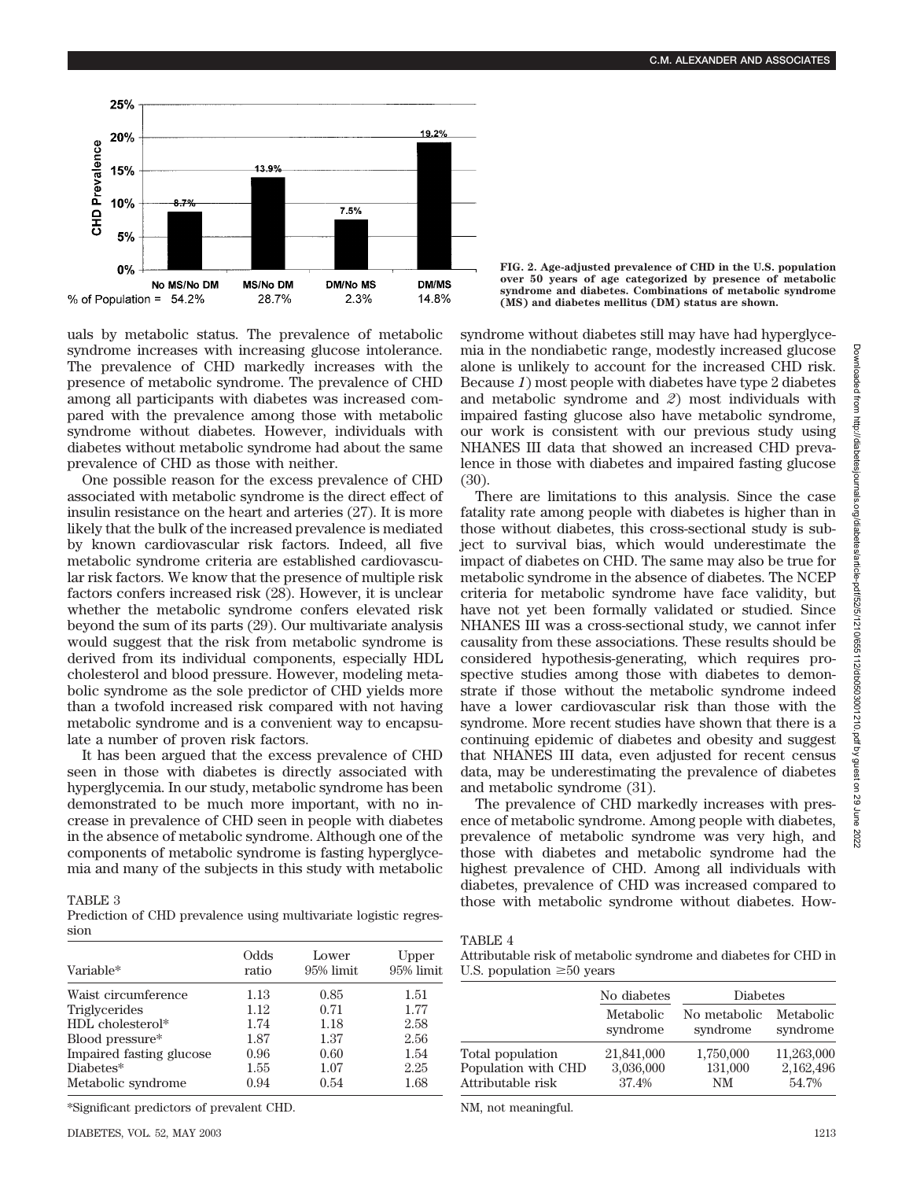25%
20%
15%
10%
5%
0%

CHD Prevalence

8.7%
13.9%
7.5%
19.2%

No MS/No DM
MS/No DM
DM/No MS
DM/MS

% of Population = 54.2% 28.7% 2.3% 14.8%

**FIG. 2. Age-adjusted prevalence of CHD in the U.S. population over 50 years of age categorized by presence of metabolic syndrome and diabetes. Combinations of metabolic syndrome (MS) and diabetes mellitus (DM) status are shown.**

uals by metabolic status. The prevalence of metabolic syndrome increases with increasing glucose intolerance. The prevalence of CHD markedly increases with the presence of metabolic syndrome. The prevalence of CHD among all participants with diabetes was increased compared with the prevalence among those with metabolic syndrome without diabetes. However, individuals with diabetes without metabolic syndrome had about the same prevalence of CHD as those with neither.

One possible reason for the excess prevalence of CHD associated with metabolic syndrome is the direct effect of insulin resistance on the heart and arteries (27). It is more likely that the bulk of the increased prevalence is mediated by known cardiovascular risk factors. Indeed, all five metabolic syndrome criteria are established cardiovascular risk factors. We know that the presence of multiple risk factors confers increased risk (28). However, it is unclear whether the metabolic syndrome confers elevated risk beyond the sum of its parts (29). Our multivariate analysis would suggest that the risk from metabolic syndrome is derived from its individual components, especially HDL cholesterol and blood pressure. However, modeling metabolic syndrome as the sole predictor of CHD yields more than a twofold increased risk compared with not having metabolic syndrome and is a convenient way to encapsulate a number of proven risk factors.

It has been argued that the excess prevalence of CHD seen in those with diabetes is directly associated with hyperglycemia. In our study, metabolic syndrome has been demonstrated to be much more important, with no increase in prevalence of CHD seen in people with diabetes in the absence of metabolic syndrome. Although one of the components of metabolic syndrome is fasting hyperglycemia and many of the subjects in this study with metabolic syndrome without diabetes still may have had hyperglycemia in the nondiabetic range, modestly increased glucose alone is unlikely to account for the increased CHD risk. Because *1*) most people with diabetes have type 2 diabetes and metabolic syndrome and *2*) most individuals with impaired fasting glucose also have metabolic syndrome, our work is consistent with our previous study using NHANES III data that showed an increased CHD prevalence in those with diabetes and impaired fasting glucose (30).

There are limitations to this analysis. Since the case fatality rate among people with diabetes is higher than in those without diabetes, this cross-sectional study is subject to survival bias, which would underestimate the impact of diabetes on CHD. The same may also be true for metabolic syndrome in the absence of diabetes. The NCEP criteria for metabolic syndrome have face validity, but have not yet been formally validated or studied. Since NHANES III was a cross-sectional study, we cannot infer causality from these associations. These results should be considered hypothesis-generating, which requires prospective studies among those with diabetes to demonstrate if those without the metabolic syndrome indeed have a lower cardiovascular risk than those with the syndrome. More recent studies have shown that there is a continuing epidemic of diabetes and obesity and suggest that NHANES III data, even adjusted for recent census data, may be underestimating the prevalence of diabetes and metabolic syndrome (31).

The prevalence of CHD markedly increases with presence of metabolic syndrome. Among people with diabetes, prevalence of metabolic syndrome was very high, and those with diabetes and metabolic syndrome had the highest prevalence of CHD. Among all individuals with diabetes, prevalence of CHD was increased compared to those with metabolic syndrome without diabetes. How-

TABLE 3
Prediction of CHD prevalence using multivariate logistic regression

| Variable* | Odds ratio | Lower 95% limit | Upper 95% limit |
|---|---|---|---|
| Waist circumference | 1.13 | 0.85 | 1.51 |
| Triglycerides | 1.12 | 0.71 | 1.77 |
| HDL cholesterol* | 1.74 | 1.18 | 2.58 |
| Blood pressure* | 1.87 | 1.37 | 2.56 |
| Impaired fasting glucose | 0.96 | 0.60 | 1.54 |
| Diabetes* | 1.55 | 1.07 | 2.25 |
| Metabolic syndrome | 0.94 | 0.54 | 1.68 |

*Significant predictors of prevalent CHD.

TABLE 4
Attributable risk of metabolic syndrome and diabetes for CHD in U.S. population ≥50 years

| | No diabetes | Diabetes | |
|---|---|---|---|
| | Metabolic syndrome | No metabolic syndrome | Metabolic syndrome |
| Total population | 21,841,000 | 1,750,000 | 11,263,000 |
| Population with CHD | 3,036,000 | 131,000 | 2,162,496 |
| Attributable risk | 37.4% | NM | 54.7% |

NM, not meaningful.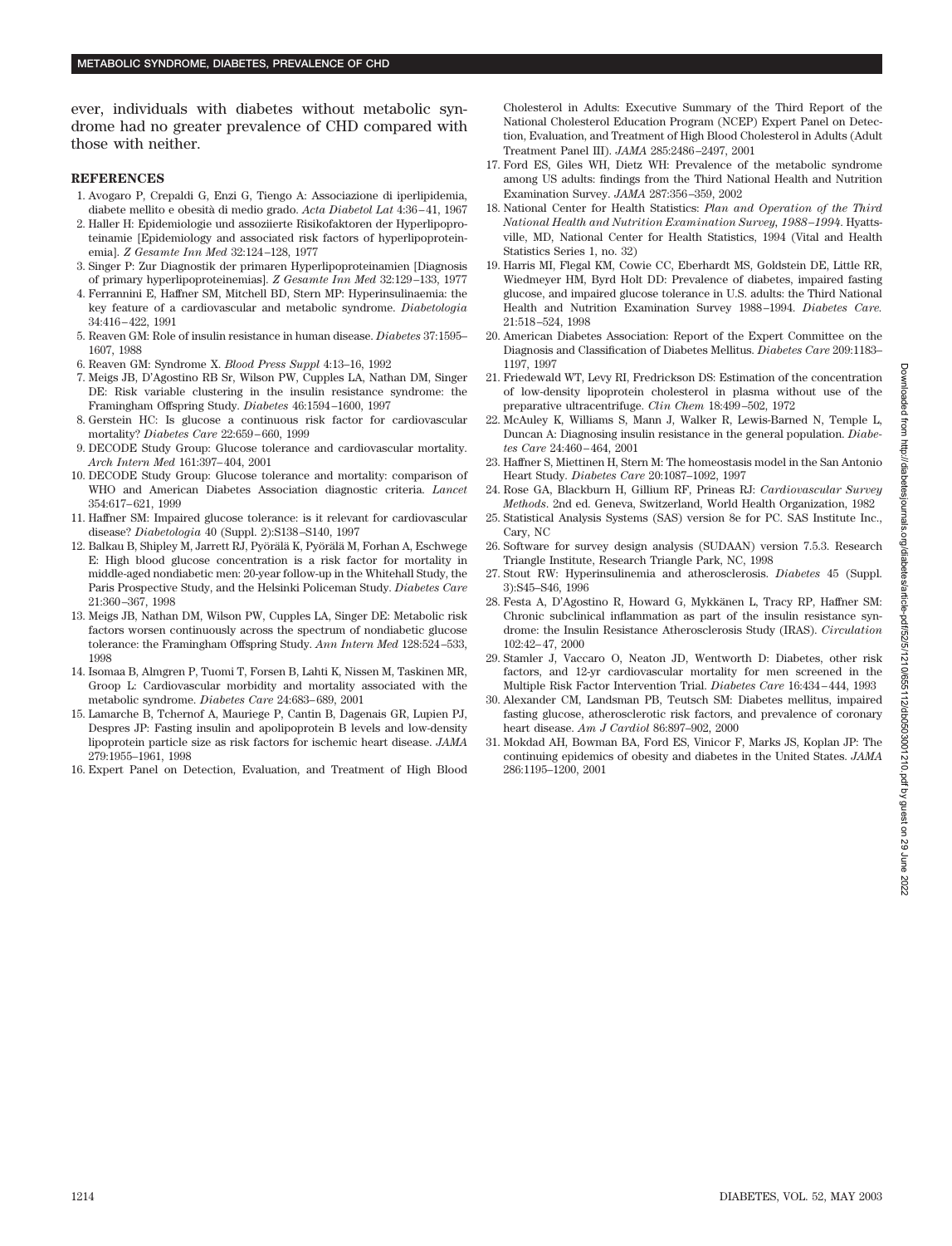ever, individuals with diabetes without metabolic syndrome had no greater prevalence of CHD compared with those with neither.

## REFERENCES

1. Avogaro P, Crepaldi G, Enzi G, Tiengo A: Associazione di iperlipidemia, diabete mellito e obesità di medio grado. *Acta Diabetol Lat* 4:36–41, 1967
2. Haller H: Epidemiologie und assoziierte Risikofaktoren der Hyperlipoproteinamie [Epidemiology and associated risk factors of hyperlipoproteinemia]. *Z Gesamte Inn Med* 32:124–128, 1977
3. Singer P: Zur Diagnostik der primaren Hyperlipoproteinamien [Diagnosis of primary hyperlipoproteinemias]. *Z Gesamte Inn Med* 32:129–133, 1977
4. Ferrannini E, Haffner SM, Mitchell BD, Stern MP: Hyperinsulinaemia: the key feature of a cardiovascular and metabolic syndrome. *Diabetologia* 34:416–422, 1991
5. Reaven GM: Role of insulin resistance in human disease. *Diabetes* 37:1595–1607, 1988
6. Reaven GM: Syndrome X. *Blood Press Suppl* 4:13–16, 1992
7. Meigs JB, D'Agostino RB Sr, Wilson PW, Cupples LA, Nathan DM, Singer DE: Risk variable clustering in the insulin resistance syndrome: the Framingham Offspring Study. *Diabetes* 46:1594–1600, 1997
8. Gerstein HC: Is glucose a continuous risk factor for cardiovascular mortality? *Diabetes Care* 22:659–660, 1999
9. DECODE Study Group: Glucose tolerance and cardiovascular mortality. *Arch Intern Med* 161:397–404, 2001
10. DECODE Study Group: Glucose tolerance and mortality: comparison of WHO and American Diabetes Association diagnostic criteria. *Lancet* 354:617–621, 1999
11. Haffner SM: Impaired glucose tolerance: is it relevant for cardiovascular disease? *Diabetologia* 40 (Suppl. 2):S138–S140, 1997
12. Balkau B, Shipley M, Jarrett RJ, Pyörälä K, Pyörälä M, Forhan A, Eschwege E: High blood glucose concentration is a risk factor for mortality in middle-aged nondiabetic men: 20-year follow-up in the Whitehall Study, the Paris Prospective Study, and the Helsinki Policeman Study. *Diabetes Care* 21:360–367, 1998
13. Meigs JB, Nathan DM, Wilson PW, Cupples LA, Singer DE: Metabolic risk factors worsen continuously across the spectrum of nondiabetic glucose tolerance: the Framingham Offspring Study. *Ann Intern Med* 128:524–533, 1998
14. Isomaa B, Almgren P, Tuomi T, Forsen B, Lahti K, Nissen M, Taskinen MR, Groop L: Cardiovascular morbidity and mortality associated with the metabolic syndrome. *Diabetes Care* 24:683–689, 2001
15. Lamarche B, Tchernof A, Mauriege P, Cantin B, Dagenais GR, Lupien PJ, Despres JP: Fasting insulin and apolipoprotein B levels and low-density lipoprotein particle size as risk factors for ischemic heart disease. *JAMA* 279:1955–1961, 1998
16. Expert Panel on Detection, Evaluation, and Treatment of High Blood Cholesterol in Adults: Executive Summary of the Third Report of the National Cholesterol Education Program (NCEP) Expert Panel on Detection, Evaluation, and Treatment of High Blood Cholesterol in Adults (Adult Treatment Panel III). *JAMA* 285:2486–2497, 2001
17. Ford ES, Giles WH, Dietz WH: Prevalence of the metabolic syndrome among US adults: findings from the Third National Health and Nutrition Examination Survey. *JAMA* 287:356–359, 2002
18. National Center for Health Statistics: *Plan and Operation of the Third National Health and Nutrition Examination Survey, 1988–1994*. Hyattsville, MD, National Center for Health Statistics, 1994 (Vital and Health Statistics Series 1, no. 32)
19. Harris MI, Flegal KM, Cowie CC, Eberhardt MS, Goldstein DE, Little RR, Wiedmeyer HM, Byrd Holt DD: Prevalence of diabetes, impaired fasting glucose, and impaired glucose tolerance in U.S. adults: the Third National Health and Nutrition Examination Survey 1988–1994. *Diabetes Care.* 21:518–524, 1998
20. American Diabetes Association: Report of the Expert Committee on the Diagnosis and Classification of Diabetes Mellitus. *Diabetes Care* 209:1183–1197, 1997
21. Friedewald WT, Levy RI, Fredrickson DS: Estimation of the concentration of low-density lipoprotein cholesterol in plasma without use of the preparative ultracentrifuge. *Clin Chem* 18:499–502, 1972
22. McAuley K, Williams S, Mann J, Walker R, Lewis-Barned N, Temple L, Duncan A: Diagnosing insulin resistance in the general population. *Diabetes Care* 24:460–464, 2001
23. Haffner S, Miettinen H, Stern M: The homeostasis model in the San Antonio Heart Study. *Diabetes Care* 20:1087–1092, 1997
24. Rose GA, Blackburn H, Gillium RF, Prineas RJ: *Cardiovascular Survey Methods*. 2nd ed. Geneva, Switzerland, World Health Organization, 1982
25. Statistical Analysis Systems (SAS) version 8e for PC. SAS Institute Inc., Cary, NC
26. Software for survey design analysis (SUDAAN) version 7.5.3. Research Triangle Institute, Research Triangle Park, NC, 1998
27. Stout RW: Hyperinsulinemia and atherosclerosis. *Diabetes* 45 (Suppl. 3):S45–S46, 1996
28. Festa A, D'Agostino R, Howard G, Mykkänen L, Tracy RP, Haffner SM: Chronic subclinical inflammation as part of the insulin resistance syndrome: the Insulin Resistance Atherosclerosis Study (IRAS). *Circulation* 102:42–47, 2000
29. Stamler J, Vaccaro O, Neaton JD, Wentworth D: Diabetes, other risk factors, and 12-yr cardiovascular mortality for men screened in the Multiple Risk Factor Intervention Trial. *Diabetes Care* 16:434–444, 1993
30. Alexander CM, Landsman PB, Teutsch SM: Diabetes mellitus, impaired fasting glucose, atherosclerotic risk factors, and prevalence of coronary heart disease. *Am J Cardiol* 86:897–902, 2000
31. Mokdad AH, Bowman BA, Ford ES, Vinicor F, Marks JS, Koplan JP: The continuing epidemics of obesity and diabetes in the United States. *JAMA* 286:1195–1200, 2001